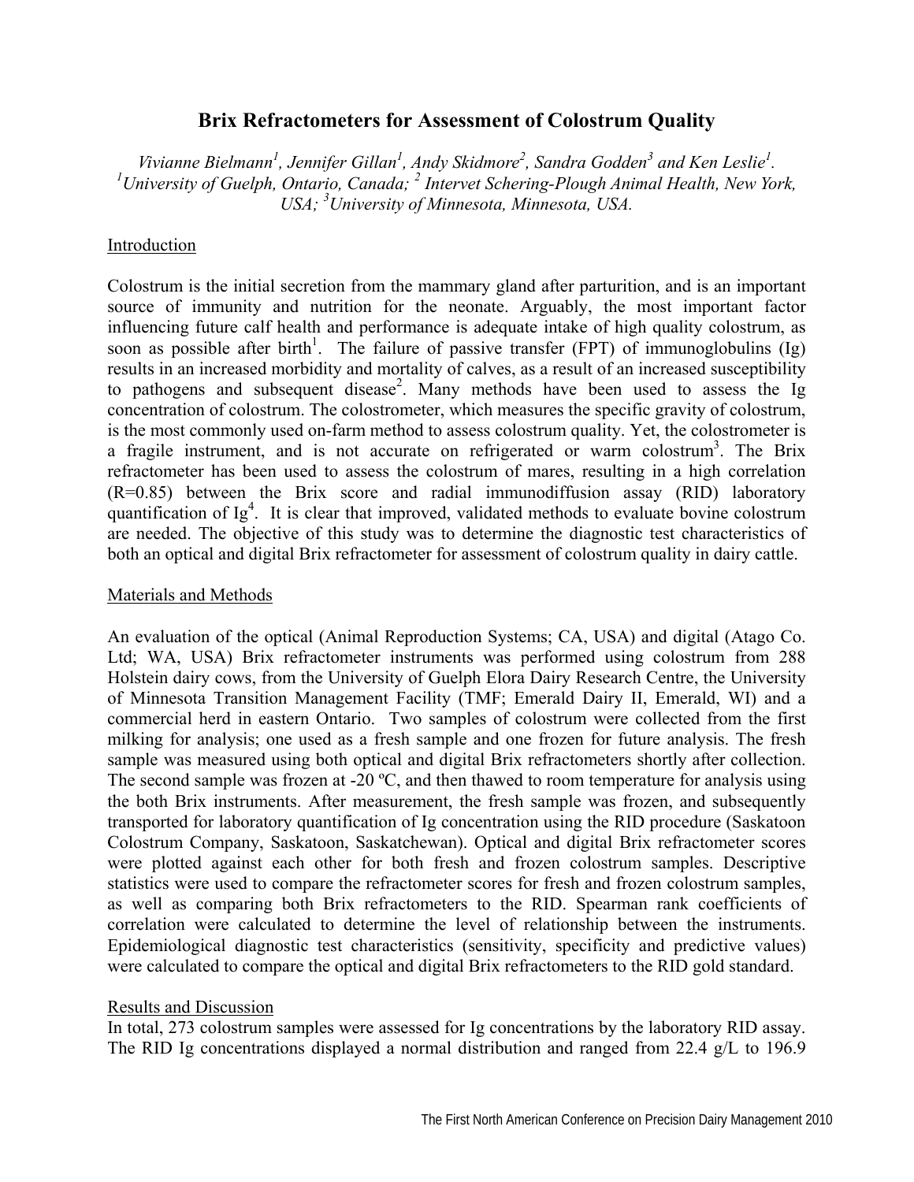# Brix Refractometers for Assessment of Colostrum Quality

*Vivianne Bielmann[1], Jennifer Gillan[1], Andy Skidmore[2], Sandra Godden[3] and Ken Leslie[1].*
*[1]University of Guelph, Ontario, Canada; [2] Intervet Schering-Plough Animal Health, New York, USA; [3]University of Minnesota, Minnesota, USA.*

## Introduction

Colostrum is the initial secretion from the mammary gland after parturition, and is an important source of immunity and nutrition for the neonate. Arguably, the most important factor influencing future calf health and performance is adequate intake of high quality colostrum, as soon as possible after birth[1]. The failure of passive transfer (FPT) of immunoglobulins (Ig) results in an increased morbidity and mortality of calves, as a result of an increased susceptibility to pathogens and subsequent disease[2]. Many methods have been used to assess the Ig concentration of colostrum. The colostrometer, which measures the specific gravity of colostrum, is the most commonly used on-farm method to assess colostrum quality. Yet, the colostrometer is a fragile instrument, and is not accurate on refrigerated or warm colostrum[3]. The Brix refractometer has been used to assess the colostrum of mares, resulting in a high correlation (R=0.85) between the Brix score and radial immunodiffusion assay (RID) laboratory quantification of Ig[4]. It is clear that improved, validated methods to evaluate bovine colostrum are needed. The objective of this study was to determine the diagnostic test characteristics of both an optical and digital Brix refractometer for assessment of colostrum quality in dairy cattle.

## Materials and Methods

An evaluation of the optical (Animal Reproduction Systems; CA, USA) and digital (Atago Co. Ltd; WA, USA) Brix refractometer instruments was performed using colostrum from 288 Holstein dairy cows, from the University of Guelph Elora Dairy Research Centre, the University of Minnesota Transition Management Facility (TMF; Emerald Dairy II, Emerald, WI) and a commercial herd in eastern Ontario. Two samples of colostrum were collected from the first milking for analysis; one used as a fresh sample and one frozen for future analysis. The fresh sample was measured using both optical and digital Brix refractometers shortly after collection. The second sample was frozen at -20 ºC, and then thawed to room temperature for analysis using the both Brix instruments. After measurement, the fresh sample was frozen, and subsequently transported for laboratory quantification of Ig concentration using the RID procedure (Saskatoon Colostrum Company, Saskatoon, Saskatchewan). Optical and digital Brix refractometer scores were plotted against each other for both fresh and frozen colostrum samples. Descriptive statistics were used to compare the refractometer scores for fresh and frozen colostrum samples, as well as comparing both Brix refractometers to the RID. Spearman rank coefficients of correlation were calculated to determine the level of relationship between the instruments. Epidemiological diagnostic test characteristics (sensitivity, specificity and predictive values) were calculated to compare the optical and digital Brix refractometers to the RID gold standard.

## Results and Discussion

In total, 273 colostrum samples were assessed for Ig concentrations by the laboratory RID assay. The RID Ig concentrations displayed a normal distribution and ranged from 22.4 g/L to 196.9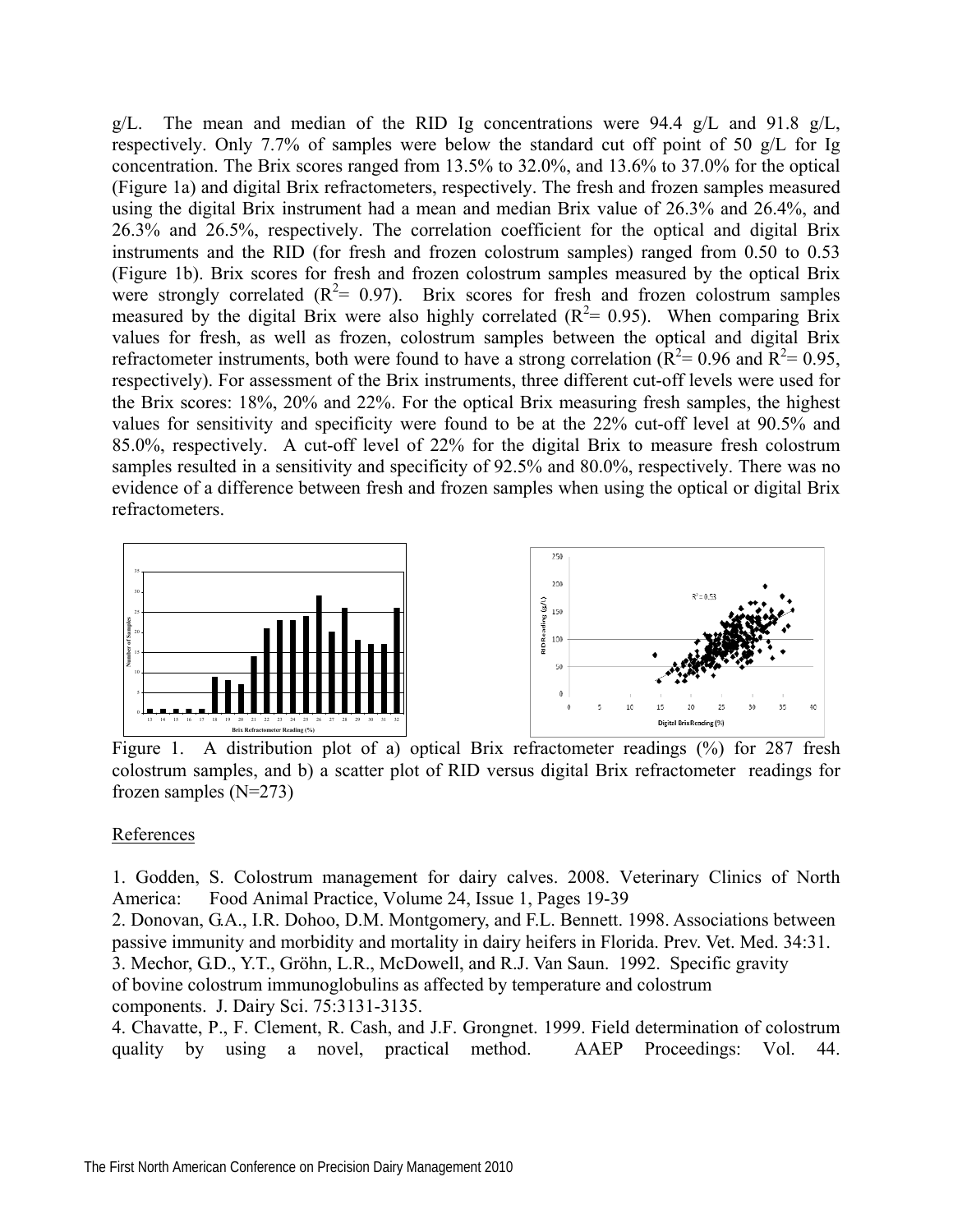g/L. The mean and median of the RID Ig concentrations were 94.4 g/L and 91.8 g/L, respectively. Only 7.7% of samples were below the standard cut off point of 50 g/L for Ig concentration. The Brix scores ranged from 13.5% to 32.0%, and 13.6% to 37.0% for the optical (Figure 1a) and digital Brix refractometers, respectively. The fresh and frozen samples measured using the digital Brix instrument had a mean and median Brix value of 26.3% and 26.4%, and 26.3% and 26.5%, respectively. The correlation coefficient for the optical and digital Brix instruments and the RID (for fresh and frozen colostrum samples) ranged from 0.50 to 0.53 (Figure 1b). Brix scores for fresh and frozen colostrum samples measured by the optical Brix were strongly correlated ($R^2$= 0.97). Brix scores for fresh and frozen colostrum samples measured by the digital Brix were also highly correlated ($R^2$= 0.95). When comparing Brix values for fresh, as well as frozen, colostrum samples between the optical and digital Brix refractometer instruments, both were found to have a strong correlation ($R^2$= 0.96 and $R^2$= 0.95, respectively). For assessment of the Brix instruments, three different cut-off levels were used for the Brix scores: 18%, 20% and 22%. For the optical Brix measuring fresh samples, the highest values for sensitivity and specificity were found to be at the 22% cut-off level at 90.5% and 85.0%, respectively. A cut-off level of 22% for the digital Brix to measure fresh colostrum samples resulted in a sensitivity and specificity of 92.5% and 80.0%, respectively. There was no evidence of a difference between fresh and frozen samples when using the optical or digital Brix refractometers.

Number of Samples
35
30
25
20
15
10
5
0
13 14 15 16 17 18 19 20 21 22 23 24 25 26 27 28 29 30 31 32
Brix Refractometer Reading (%)

RID Reading (g/L)
250
200
150
100
50
0
0 5 10 15 20 25 30 35 40
Digital Brix Reading (%)
$R^2 = 0.53$

Figure 1. A distribution plot of a) optical Brix refractometer readings (%) for 287 fresh colostrum samples, and b) a scatter plot of RID versus digital Brix refractometer readings for frozen samples (N=273)

## References

1. Godden, S. Colostrum management for dairy calves. 2008. Veterinary Clinics of North America: Food Animal Practice, Volume 24, Issue 1, Pages 19-39
2. Donovan, G.A., I.R. Dohoo, D.M. Montgomery, and F.L. Bennett. 1998. Associations between passive immunity and morbidity and mortality in dairy heifers in Florida. Prev. Vet. Med. 34:31.
3. Mechor, G.D., Y.T., Gröhn, L.R., McDowell, and R.J. Van Saun. 1992. Specific gravity of bovine colostrum immunoglobulins as affected by temperature and colostrum components. J. Dairy Sci. 75:3131-3135.
4. Chavatte, P., F. Clement, R. Cash, and J.F. Grongnet. 1999. Field determination of colostrum quality by using a novel, practical method. AAEP Proceedings: Vol. 44.